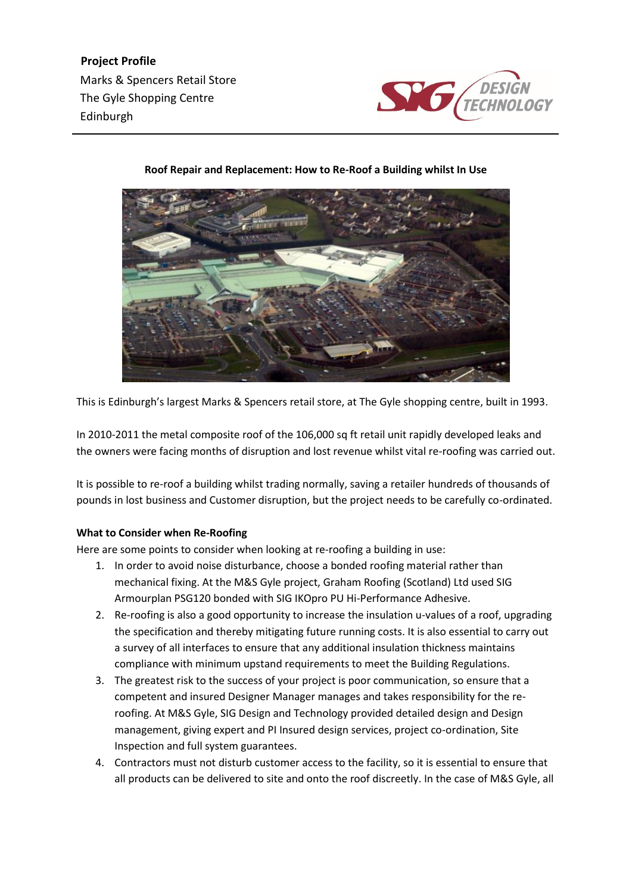**Project Profile**

Marks & Spencers Retail Store
The Gyle Shopping Centre
Edinburgh

**Roof Repair and Replacement: How to Re-Roof a Building whilst In Use**

This is Edinburgh's largest Marks & Spencers retail store, at The Gyle shopping centre, built in 1993.

In 2010-2011 the metal composite roof of the 106,000 sq ft retail unit rapidly developed leaks and the owners were facing months of disruption and lost revenue whilst vital re-roofing was carried out.

It is possible to re-roof a building whilst trading normally, saving a retailer hundreds of thousands of pounds in lost business and Customer disruption, but the project needs to be carefully co-ordinated.

**What to Consider when Re-Roofing**

Here are some points to consider when looking at re-roofing a building in use:

1. In order to avoid noise disturbance, choose a bonded roofing material rather than mechanical fixing. At the M&S Gyle project, Graham Roofing (Scotland) Ltd used SIG Armourplan PSG120 bonded with SIG IKOpro PU Hi-Performance Adhesive.
2. Re-roofing is also a good opportunity to increase the insulation u-values of a roof, upgrading the specification and thereby mitigating future running costs. It is also essential to carry out a survey of all interfaces to ensure that any additional insulation thickness maintains compliance with minimum upstand requirements to meet the Building Regulations.
3. The greatest risk to the success of your project is poor communication, so ensure that a competent and insured Designer Manager manages and takes responsibility for the re-roofing. At M&S Gyle, SIG Design and Technology provided detailed design and Design management, giving expert and PI Insured design services, project co-ordination, Site Inspection and full system guarantees.
4. Contractors must not disturb customer access to the facility, so it is essential to ensure that all products can be delivered to site and onto the roof discreetly. In the case of M&S Gyle, all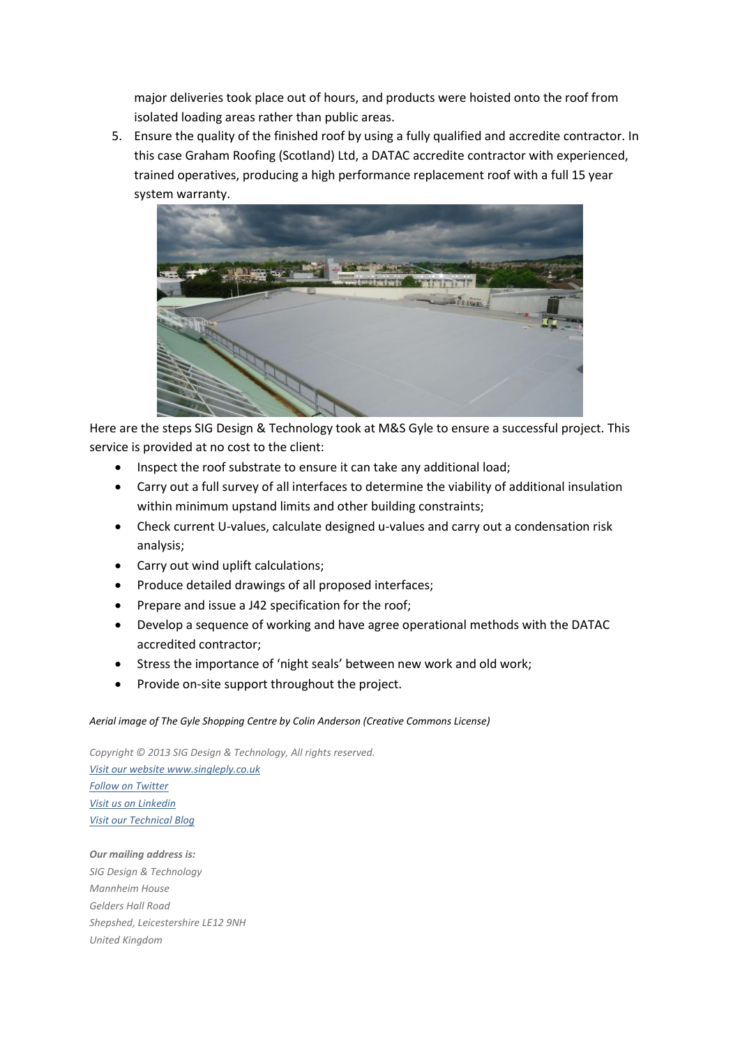major deliveries took place out of hours, and products were hoisted onto the roof from isolated loading areas rather than public areas.

5. Ensure the quality of the finished roof by using a fully qualified and accredite contractor. In this case Graham Roofing (Scotland) Ltd, a DATAC accredite contractor with experienced, trained operatives, producing a high performance replacement roof with a full 15 year system warranty.

Here are the steps SIG Design & Technology took at M&S Gyle to ensure a successful project. This service is provided at no cost to the client:

- Inspect the roof substrate to ensure it can take any additional load;
- Carry out a full survey of all interfaces to determine the viability of additional insulation within minimum upstand limits and other building constraints;
- Check current U-values, calculate designed u-values and carry out a condensation risk analysis;
- Carry out wind uplift calculations;
- Produce detailed drawings of all proposed interfaces;
- Prepare and issue a J42 specification for the roof;
- Develop a sequence of working and have agree operational methods with the DATAC accredited contractor;
- Stress the importance of 'night seals' between new work and old work;
- Provide on-site support throughout the project.

*Aerial image of The Gyle Shopping Centre by Colin Anderson (Creative Commons License)*

*Copyright © 2013 SIG Design & Technology, All rights reserved.*
*Visit our website www.singleply.co.uk*
*Follow on Twitter*
*Visit us on Linkedin*
*Visit our Technical Blog*

***Our mailing address is:***
*SIG Design & Technology*
*Mannheim House*
*Gelders Hall Road*
*Shepshed, Leicestershire LE12 9NH*
*United Kingdom*